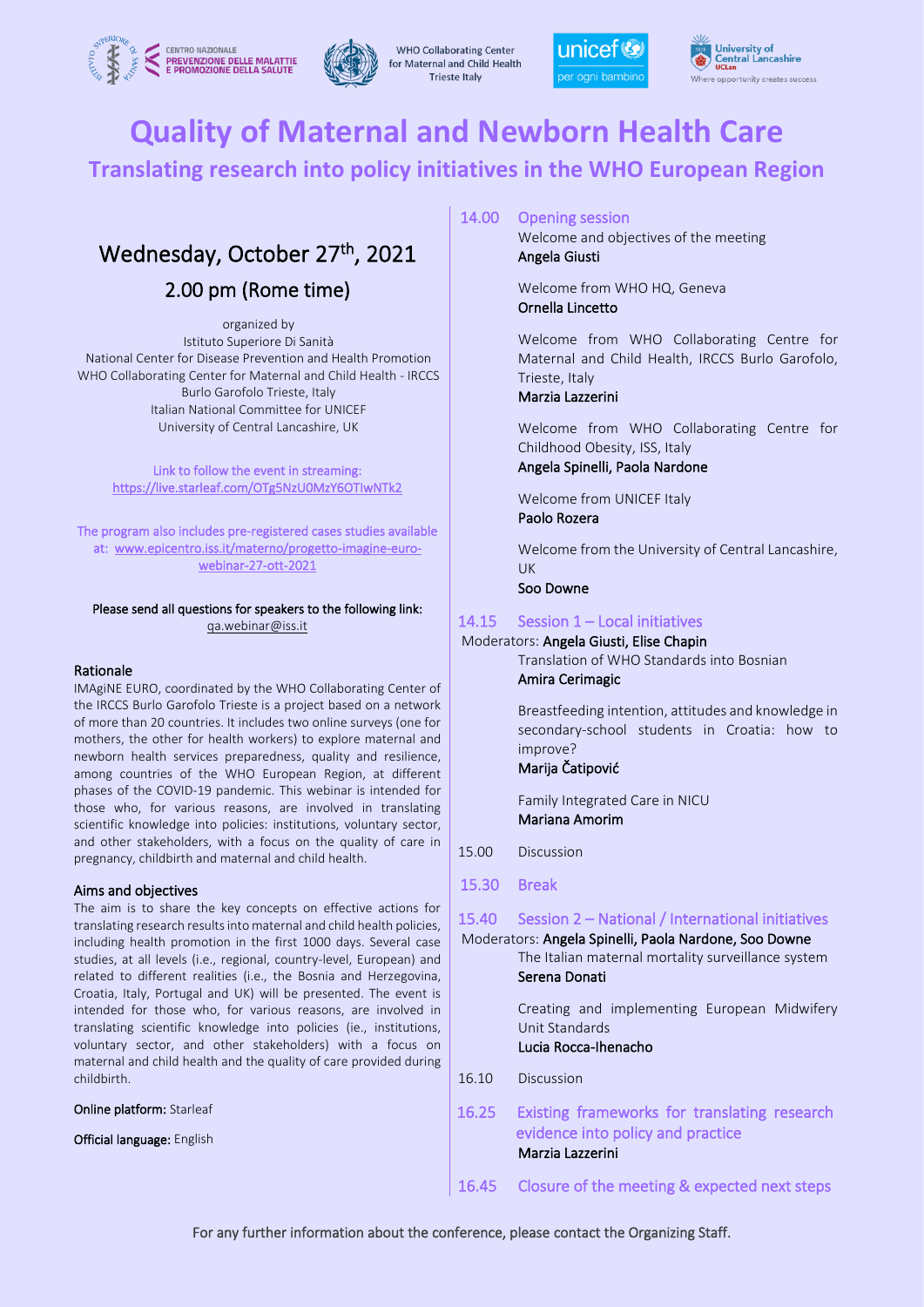CENTRO NAZIONALE PREVENZIONE DELLE MALATTIE E PROMOZIONE DELLA SALUTE

WHO Collaborating Center for Maternal and Child Health Trieste Italy

unicef per ogni bambino

University of Central Lancashire UCLan Where opportunity creates success

# Quality of Maternal and Newborn Health Care

## Translating research into policy initiatives in the WHO European Region

### Wednesday, October 27th, 2021

### 2.00 pm (Rome time)

organized by
Istituto Superiore Di Sanità
National Center for Disease Prevention and Health Promotion
WHO Collaborating Center for Maternal and Child Health - IRCCS Burlo Garofolo Trieste, Italy
Italian National Committee for UNICEF
University of Central Lancashire, UK

Link to follow the event in streaming: https://live.starleaf.com/OTg5NzU0MzY6OTIwNTk2

The program also includes pre-registered cases studies available at: www.epicentro.iss.it/materno/progetto-imagine-euro-webinar-27-ott-2021

**Please send all questions for speakers to the following link:** qa.webinar@iss.it

### Rationale

IMAgiNE EURO, coordinated by the WHO Collaborating Center of the IRCCS Burlo Garofolo Trieste is a project based on a network of more than 20 countries. It includes two online surveys (one for mothers, the other for health workers) to explore maternal and newborn health services preparedness, quality and resilience, among countries of the WHO European Region, at different phases of the COVID-19 pandemic. This webinar is intended for those who, for various reasons, are involved in translating scientific knowledge into policies: institutions, voluntary sector, and other stakeholders, with a focus on the quality of care in pregnancy, childbirth and maternal and child health.

### Aims and objectives

The aim is to share the key concepts on effective actions for translating research results into maternal and child health policies, including health promotion in the first 1000 days. Several case studies, at all levels (i.e., regional, country-level, European) and related to different realities (i.e., the Bosnia and Herzegovina, Croatia, Italy, Portugal and UK) will be presented. The event is intended for those who, for various reasons, are involved in translating scientific knowledge into policies (ie., institutions, voluntary sector, and other stakeholders) with a focus on maternal and child health and the quality of care provided during childbirth.

**Online platform:** Starleaf

**Official language:** English

**14.00 Opening session**

Welcome and objectives of the meeting
**Angela Giusti**

Welcome from WHO HQ, Geneva
**Ornella Lincetto**

Welcome from WHO Collaborating Centre for Maternal and Child Health, IRCCS Burlo Garofolo, Trieste, Italy
**Marzia Lazzerini**

Welcome from WHO Collaborating Centre for Childhood Obesity, ISS, Italy
**Angela Spinelli, Paola Nardone**

Welcome from UNICEF Italy
**Paolo Rozera**

Welcome from the University of Central Lancashire, UK
**Soo Downe**

**14.15 Session 1 – Local initiatives**

Moderators: **Angela Giusti, Elise Chapin**

Translation of WHO Standards into Bosnian
**Amira Cerimagic**

Breastfeeding intention, attitudes and knowledge in secondary-school students in Croatia: how to improve?
**Marija Čatipović**

Family Integrated Care in NICU
**Mariana Amorim**

15.00 Discussion

**15.30 Break**

**15.40 Session 2 – National / International initiatives**

Moderators: **Angela Spinelli, Paola Nardone, Soo Downe**

The Italian maternal mortality surveillance system
**Serena Donati**

Creating and implementing European Midwifery Unit Standards
**Lucia Rocca-Ihenacho**

16.10 Discussion

**16.25 Existing frameworks for translating research evidence into policy and practice**
**Marzia Lazzerini**

**16.45 Closure of the meeting & expected next steps**

For any further information about the conference, please contact the Organizing Staff.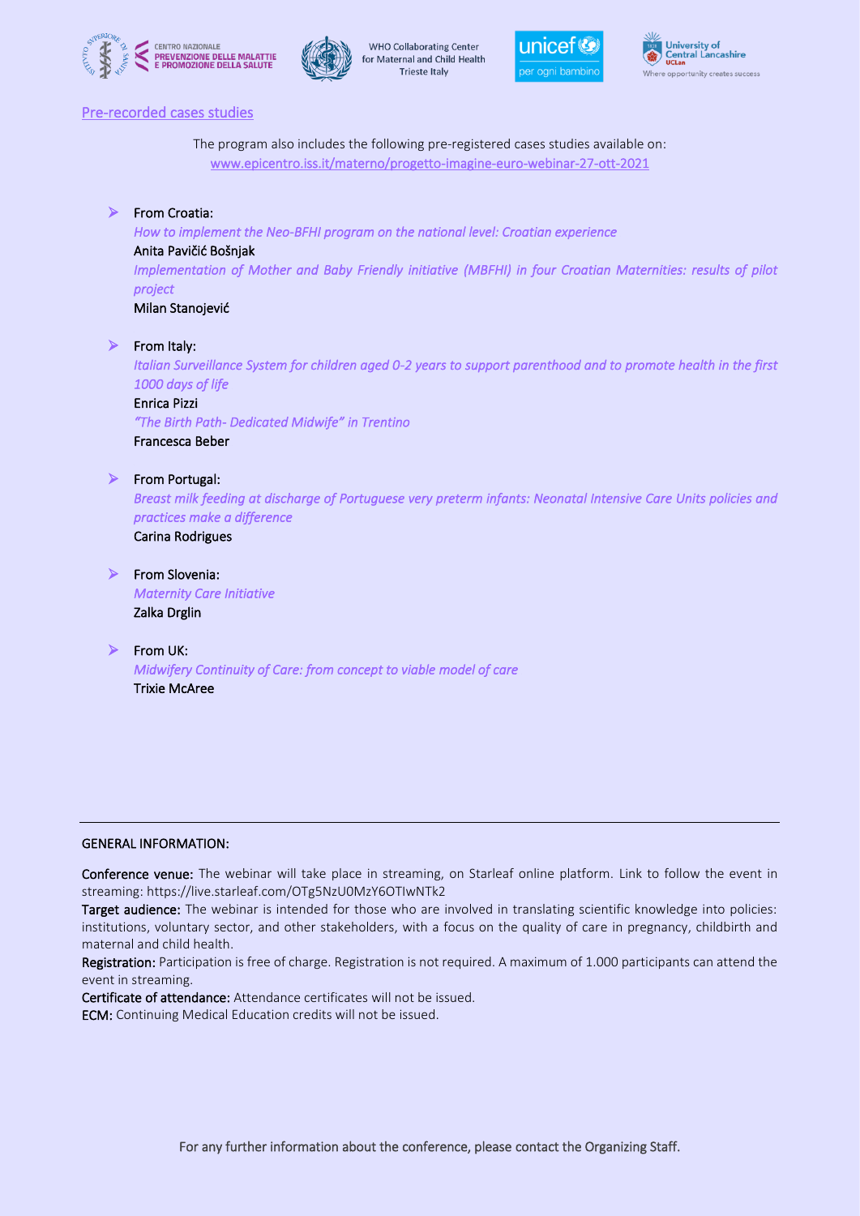## Pre-recorded cases studies

The program also includes the following pre-registered cases studies available on:
www.epicentro.iss.it/materno/progetto-imagine-euro-webinar-27-ott-2021

- From Croatia:
  *How to implement the Neo-BFHI program on the national level: Croatian experience*
  Anita Pavičić Bošnjak
  *Implementation of Mother and Baby Friendly initiative (MBFHI) in four Croatian Maternities: results of pilot project*
  Milan Stanojević

- From Italy:
  *Italian Surveillance System for children aged 0-2 years to support parenthood and to promote health in the first 1000 days of life*
  Enrica Pizzi
  *"The Birth Path- Dedicated Midwife" in Trentino*
  Francesca Beber

- From Portugal:
  *Breast milk feeding at discharge of Portuguese very preterm infants: Neonatal Intensive Care Units policies and practices make a difference*
  Carina Rodrigues

- From Slovenia:
  *Maternity Care Initiative*
  Zalka Drglin

- From UK:
  *Midwifery Continuity of Care: from concept to viable model of care*
  Trixie McAree

---

GENERAL INFORMATION:

**Conference venue:** The webinar will take place in streaming, on Starleaf online platform. Link to follow the event in streaming: https://live.starleaf.com/OTg5NzU0MzY6OTIwNTk2

**Target audience:** The webinar is intended for those who are involved in translating scientific knowledge into policies: institutions, voluntary sector, and other stakeholders, with a focus on the quality of care in pregnancy, childbirth and maternal and child health.

**Registration:** Participation is free of charge. Registration is not required. A maximum of 1.000 participants can attend the event in streaming.

**Certificate of attendance:** Attendance certificates will not be issued.

**ECM:** Continuing Medical Education credits will not be issued.

For any further information about the conference, please contact the Organizing Staff.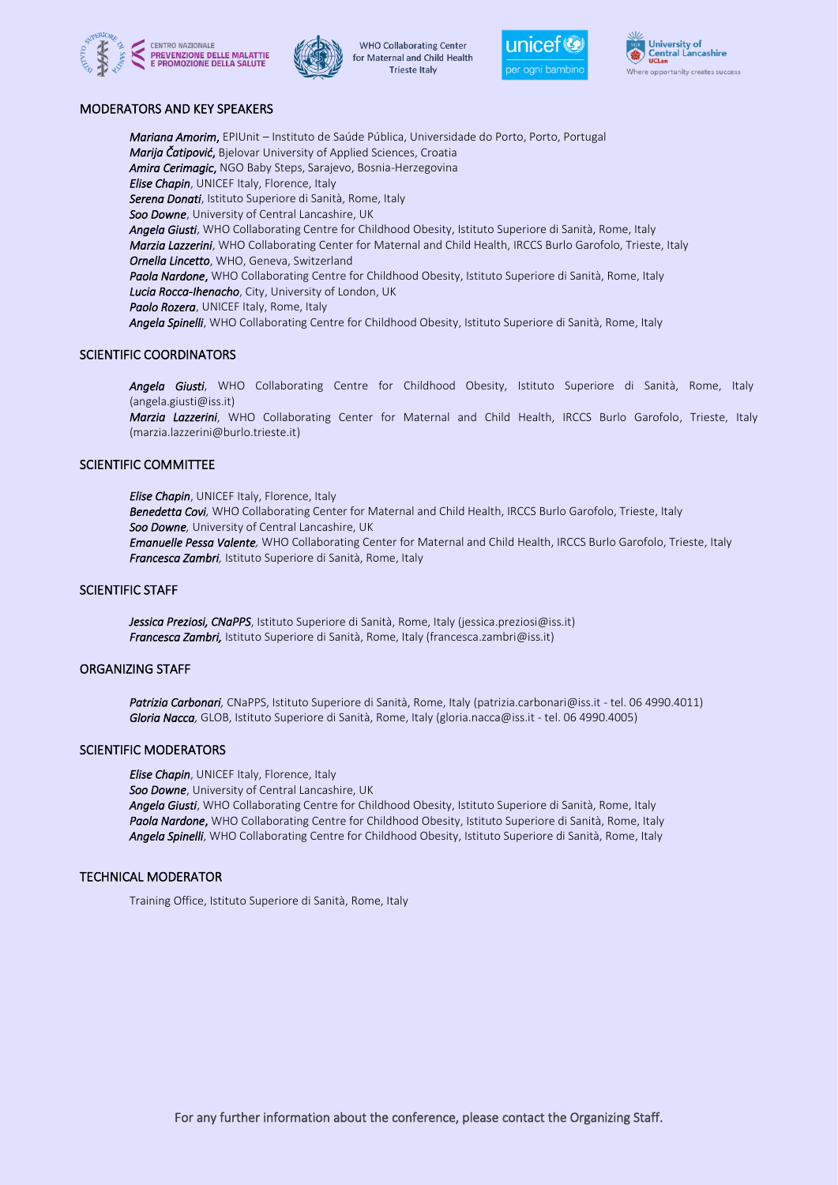## MODERATORS AND KEY SPEAKERS

***Mariana Amorim***, EPIUnit – Instituto de Saúde Pública, Universidade do Porto, Porto, Portugal
***Marija Čatipović***, Bjelovar University of Applied Sciences, Croatia
***Amira Cerimagic***, NGO Baby Steps, Sarajevo, Bosnia-Herzegovina
***Elise Chapin***, UNICEF Italy, Florence, Italy
***Serena Donati***, Istituto Superiore di Sanità, Rome, Italy
***Soo Downe***, University of Central Lancashire, UK
***Angela Giusti***, WHO Collaborating Centre for Childhood Obesity, Istituto Superiore di Sanità, Rome, Italy
***Marzia Lazzerini***, WHO Collaborating Center for Maternal and Child Health, IRCCS Burlo Garofolo, Trieste, Italy
***Ornella Lincetto***, WHO, Geneva, Switzerland
***Paola Nardone***, WHO Collaborating Centre for Childhood Obesity, Istituto Superiore di Sanità, Rome, Italy
***Lucia Rocca-Ihenacho***, City, University of London, UK
***Paolo Rozera***, UNICEF Italy, Rome, Italy
***Angela Spinelli***, WHO Collaborating Centre for Childhood Obesity, Istituto Superiore di Sanità, Rome, Italy

## SCIENTIFIC COORDINATORS

***Angela Giusti***, WHO Collaborating Centre for Childhood Obesity, Istituto Superiore di Sanità, Rome, Italy (angela.giusti@iss.it)
***Marzia Lazzerini***, WHO Collaborating Center for Maternal and Child Health, IRCCS Burlo Garofolo, Trieste, Italy (marzia.lazzerini@burlo.trieste.it)

## SCIENTIFIC COMMITTEE

***Elise Chapin***, UNICEF Italy, Florence, Italy
***Benedetta Covi***, WHO Collaborating Center for Maternal and Child Health, IRCCS Burlo Garofolo, Trieste, Italy
***Soo Downe***, University of Central Lancashire, UK
***Emanuelle Pessa Valente***, WHO Collaborating Center for Maternal and Child Health, IRCCS Burlo Garofolo, Trieste, Italy
***Francesca Zambri***, Istituto Superiore di Sanità, Rome, Italy

## SCIENTIFIC STAFF

***Jessica Preziosi, CNaPPS***, Istituto Superiore di Sanità, Rome, Italy (jessica.preziosi@iss.it)
***Francesca Zambri***, Istituto Superiore di Sanità, Rome, Italy (francesca.zambri@iss.it)

## ORGANIZING STAFF

***Patrizia Carbonari***, CNaPPS, Istituto Superiore di Sanità, Rome, Italy (patrizia.carbonari@iss.it - tel. 06 4990.4011)
***Gloria Nacca***, GLOB, Istituto Superiore di Sanità, Rome, Italy (gloria.nacca@iss.it - tel. 06 4990.4005)

## SCIENTIFIC MODERATORS

***Elise Chapin***, UNICEF Italy, Florence, Italy
***Soo Downe***, University of Central Lancashire, UK
***Angela Giusti***, WHO Collaborating Centre for Childhood Obesity, Istituto Superiore di Sanità, Rome, Italy
***Paola Nardone***, WHO Collaborating Centre for Childhood Obesity, Istituto Superiore di Sanità, Rome, Italy
***Angela Spinelli***, WHO Collaborating Centre for Childhood Obesity, Istituto Superiore di Sanità, Rome, Italy

## TECHNICAL MODERATOR

Training Office, Istituto Superiore di Sanità, Rome, Italy

For any further information about the conference, please contact the Organizing Staff.